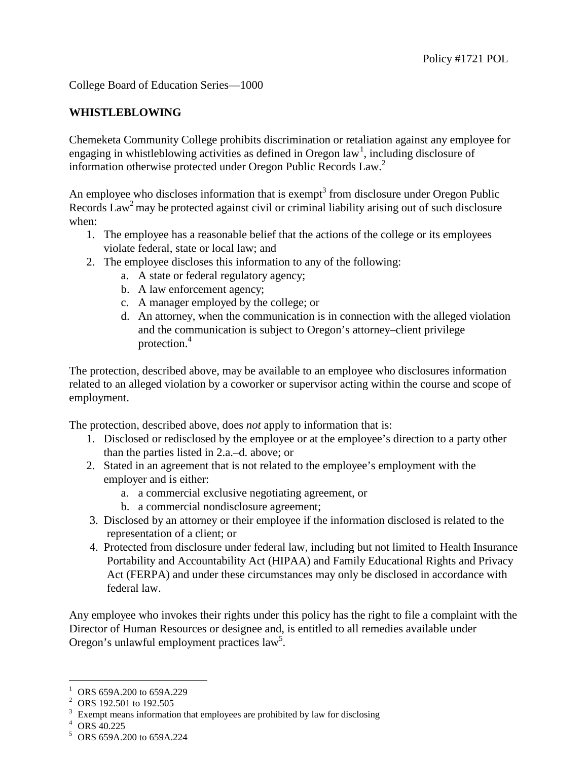Policy #1721 POL

College Board of Education Series—1000

## WHISTLEBLOWING

Chemeketa Community College prohibits discrimination or retaliation against any employee for engaging in whistleblowing activities as defined in Oregon law[1], including disclosure of information otherwise protected under Oregon Public Records Law.[2]

An employee who discloses information that is exempt[3] from disclosure under Oregon Public Records Law[2] may be protected against civil or criminal liability arising out of such disclosure when:

1. The employee has a reasonable belief that the actions of the college or its employees violate federal, state or local law; and
2. The employee discloses this information to any of the following:
    a. A state or federal regulatory agency;
    b. A law enforcement agency;
    c. A manager employed by the college; or
    d. An attorney, when the communication is in connection with the alleged violation and the communication is subject to Oregon's attorney–client privilege protection.[4]

The protection, described above, may be available to an employee who disclosures information related to an alleged violation by a coworker or supervisor acting within the course and scope of employment.

The protection, described above, does *not* apply to information that is:

1. Disclosed or redisclosed by the employee or at the employee's direction to a party other than the parties listed in 2.a.–d. above; or
2. Stated in an agreement that is not related to the employee's employment with the employer and is either:
    a. a commercial exclusive negotiating agreement, or
    b. a commercial nondisclosure agreement;
3. Disclosed by an attorney or their employee if the information disclosed is related to the representation of a client; or
4. Protected from disclosure under federal law, including but not limited to Health Insurance Portability and Accountability Act (HIPAA) and Family Educational Rights and Privacy Act (FERPA) and under these circumstances may only be disclosed in accordance with federal law.

Any employee who invokes their rights under this policy has the right to file a complaint with the Director of Human Resources or designee and, is entitled to all remedies available under Oregon's unlawful employment practices law[5].

---

[1] ORS 659A.200 to 659A.229
[2] ORS 192.501 to 192.505
[3] Exempt means information that employees are prohibited by law for disclosing
[4] ORS 40.225
[5] ORS 659A.200 to 659A.224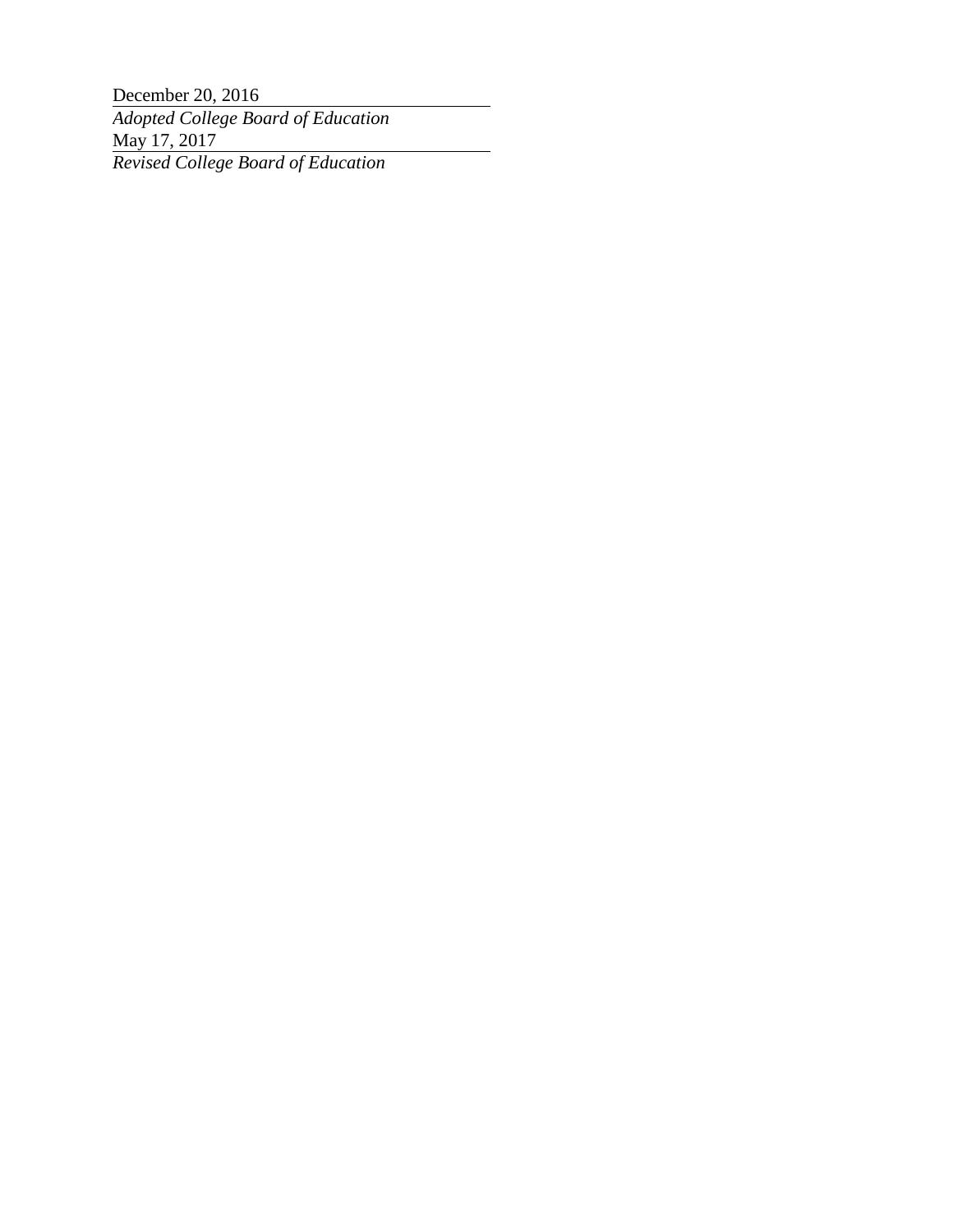December 20, 2016

*Adopted College Board of Education*

May 17, 2017

*Revised College Board of Education*